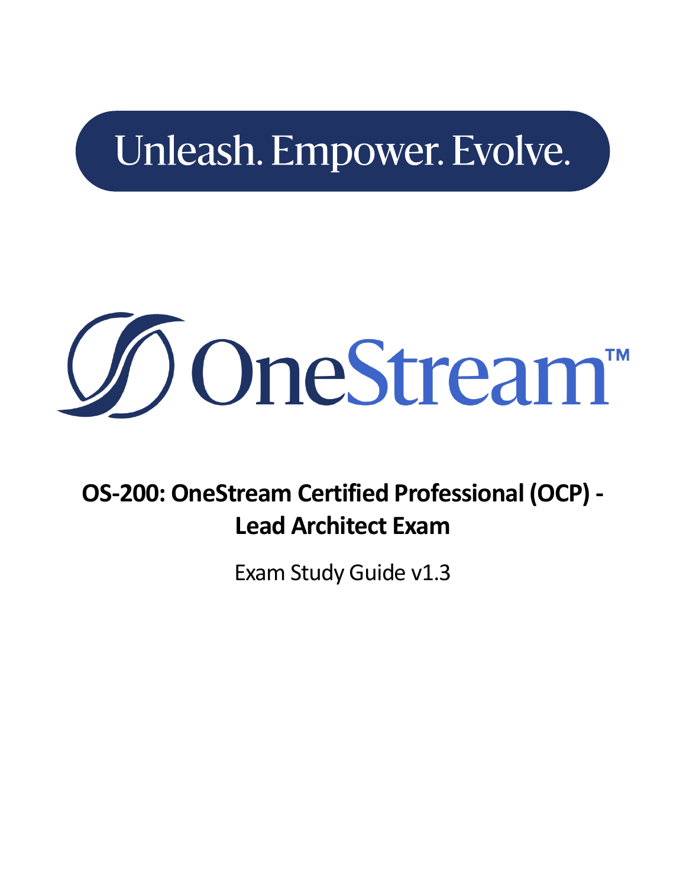Unleash. Empower. Evolve.

OneStream™

# OS-200: OneStream Certified Professional (OCP) - Lead Architect Exam

Exam Study Guide v1.3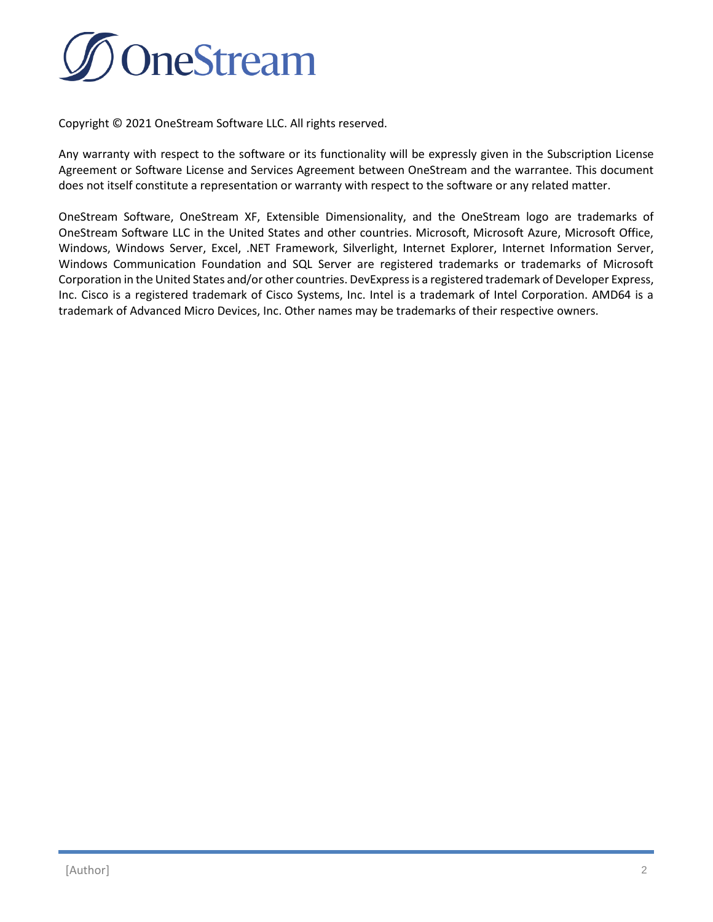Copyright © 2021 OneStream Software LLC. All rights reserved.

Any warranty with respect to the software or its functionality will be expressly given in the Subscription License Agreement or Software License and Services Agreement between OneStream and the warrantee. This document does not itself constitute a representation or warranty with respect to the software or any related matter.

OneStream Software, OneStream XF, Extensible Dimensionality, and the OneStream logo are trademarks of OneStream Software LLC in the United States and other countries. Microsoft, Microsoft Azure, Microsoft Office, Windows, Windows Server, Excel, .NET Framework, Silverlight, Internet Explorer, Internet Information Server, Windows Communication Foundation and SQL Server are registered trademarks or trademarks of Microsoft Corporation in the United States and/or other countries. DevExpress is a registered trademark of Developer Express, Inc. Cisco is a registered trademark of Cisco Systems, Inc. Intel is a trademark of Intel Corporation. AMD64 is a trademark of Advanced Micro Devices, Inc. Other names may be trademarks of their respective owners.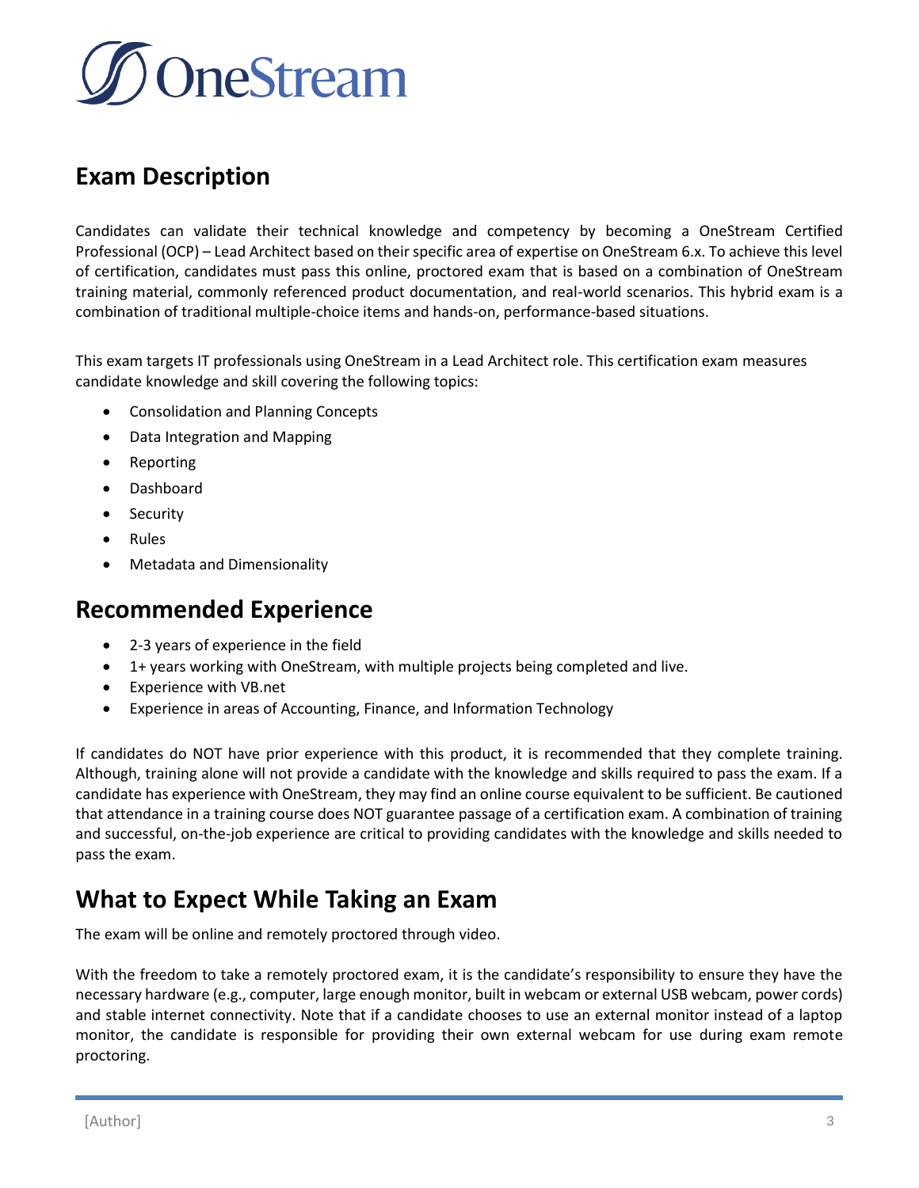## Exam Description

Candidates can validate their technical knowledge and competency by becoming a OneStream Certified Professional (OCP) – Lead Architect based on their specific area of expertise on OneStream 6.x. To achieve this level of certification, candidates must pass this online, proctored exam that is based on a combination of OneStream training material, commonly referenced product documentation, and real-world scenarios. This hybrid exam is a combination of traditional multiple-choice items and hands-on, performance-based situations.

This exam targets IT professionals using OneStream in a Lead Architect role. This certification exam measures candidate knowledge and skill covering the following topics:

- Consolidation and Planning Concepts
- Data Integration and Mapping
- Reporting
- Dashboard
- Security
- Rules
- Metadata and Dimensionality

## Recommended Experience

- 2-3 years of experience in the field
- 1+ years working with OneStream, with multiple projects being completed and live.
- Experience with VB.net
- Experience in areas of Accounting, Finance, and Information Technology

If candidates do NOT have prior experience with this product, it is recommended that they complete training. Although, training alone will not provide a candidate with the knowledge and skills required to pass the exam. If a candidate has experience with OneStream, they may find an online course equivalent to be sufficient. Be cautioned that attendance in a training course does NOT guarantee passage of a certification exam. A combination of training and successful, on-the-job experience are critical to providing candidates with the knowledge and skills needed to pass the exam.

## What to Expect While Taking an Exam

The exam will be online and remotely proctored through video.

With the freedom to take a remotely proctored exam, it is the candidate's responsibility to ensure they have the necessary hardware (e.g., computer, large enough monitor, built in webcam or external USB webcam, power cords) and stable internet connectivity. Note that if a candidate chooses to use an external monitor instead of a laptop monitor, the candidate is responsible for providing their own external webcam for use during exam remote proctoring.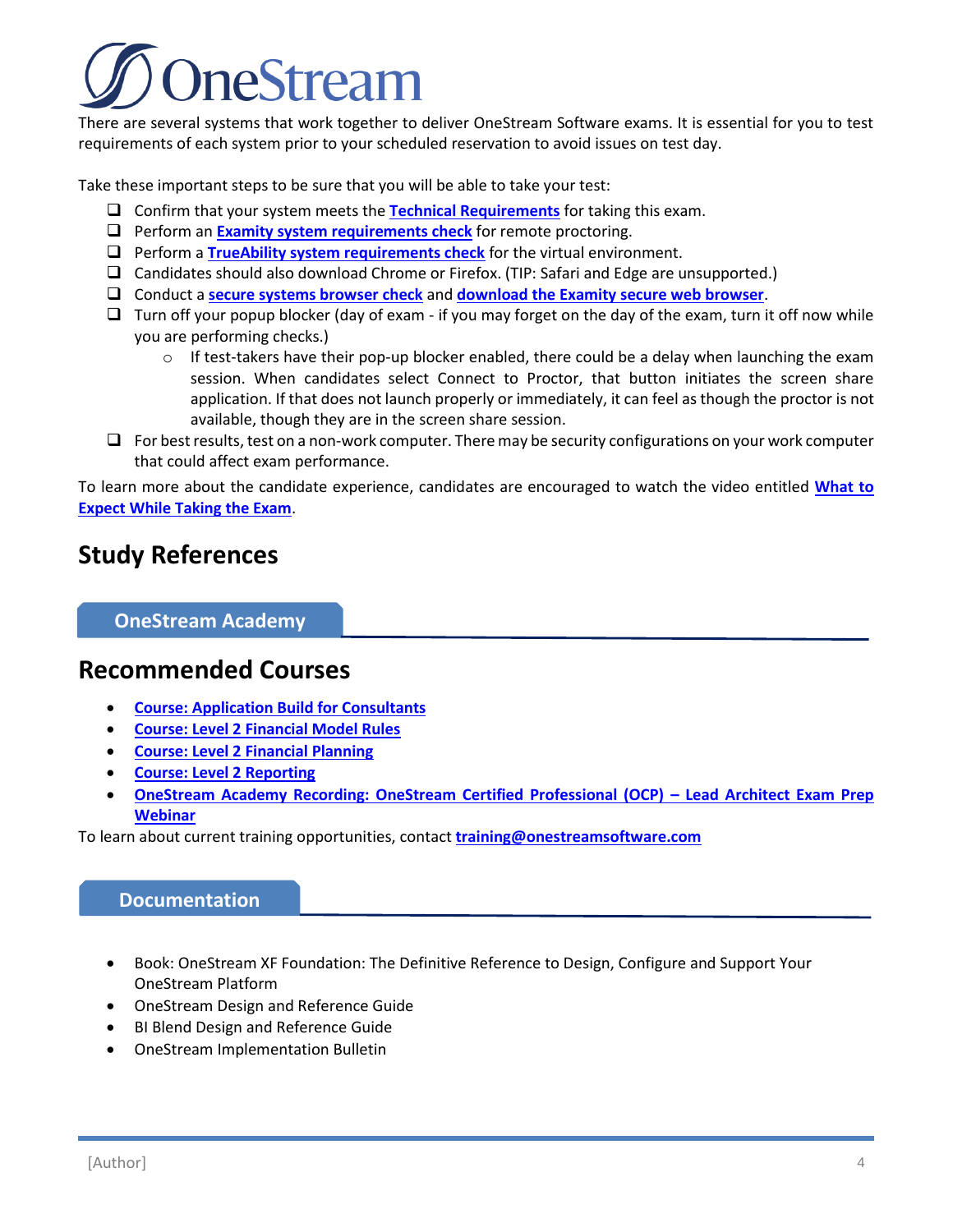There are several systems that work together to deliver OneStream Software exams. It is essential for you to test requirements of each system prior to your scheduled reservation to avoid issues on test day.

Take these important steps to be sure that you will be able to take your test:

- ☐ Confirm that your system meets the **Technical Requirements** for taking this exam.
- ☐ Perform an **Examity system requirements check** for remote proctoring.
- ☐ Perform a **TrueAbility system requirements check** for the virtual environment.
- ☐ Candidates should also download Chrome or Firefox. (TIP: Safari and Edge are unsupported.)
- ☐ Conduct a **secure systems browser check** and **download the Examity secure web browser**.
- ☐ Turn off your popup blocker (day of exam - if you may forget on the day of the exam, turn it off now while you are performing checks.)
  - If test-takers have their pop-up blocker enabled, there could be a delay when launching the exam session. When candidates select Connect to Proctor, that button initiates the screen share application. If that does not launch properly or immediately, it can feel as though the proctor is not available, though they are in the screen share session.
- ☐ For best results, test on a non-work computer. There may be security configurations on your work computer that could affect exam performance.

To learn more about the candidate experience, candidates are encouraged to watch the video entitled **What to Expect While Taking the Exam**.

## Study References

### OneStream Academy

## Recommended Courses

- **Course: Application Build for Consultants**
- **Course: Level 2 Financial Model Rules**
- **Course: Level 2 Financial Planning**
- **Course: Level 2 Reporting**
- **OneStream Academy Recording: OneStream Certified Professional (OCP) – Lead Architect Exam Prep Webinar**

To learn about current training opportunities, contact **training@onestreamsoftware.com**

### Documentation

- Book: OneStream XF Foundation: The Definitive Reference to Design, Configure and Support Your OneStream Platform
- OneStream Design and Reference Guide
- BI Blend Design and Reference Guide
- OneStream Implementation Bulletin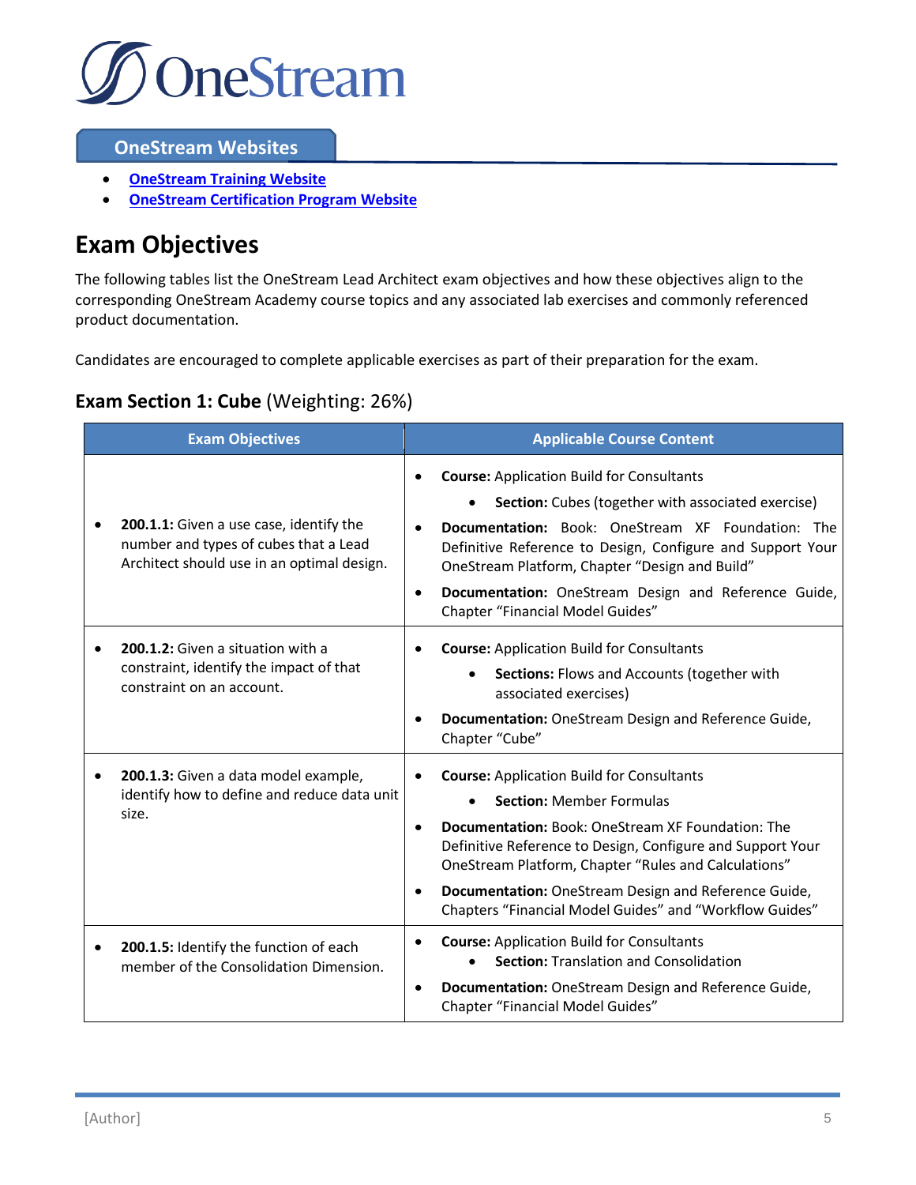OneStream

## OneStream Websites

- [OneStream Training Website]()
- [OneStream Certification Program Website]()

# Exam Objectives

The following tables list the OneStream Lead Architect exam objectives and how these objectives align to the corresponding OneStream Academy course topics and any associated lab exercises and commonly referenced product documentation.

Candidates are encouraged to complete applicable exercises as part of their preparation for the exam.

### Exam Section 1: Cube (Weighting: 26%)

| Exam Objectives | Applicable Course Content |
|---|---|
| • **200.1.1:** Given a use case, identify the number and types of cubes that a Lead Architect should use in an optimal design. | • **Course:** Application Build for Consultants<br>  • **Section:** Cubes (together with associated exercise)<br>• **Documentation:** Book: OneStream XF Foundation: The Definitive Reference to Design, Configure and Support Your OneStream Platform, Chapter "Design and Build"<br>• **Documentation:** OneStream Design and Reference Guide, Chapter "Financial Model Guides" |
| • **200.1.2:** Given a situation with a constraint, identify the impact of that constraint on an account. | • **Course:** Application Build for Consultants<br>  • **Sections:** Flows and Accounts (together with associated exercises)<br>• **Documentation:** OneStream Design and Reference Guide, Chapter "Cube" |
| • **200.1.3:** Given a data model example, identify how to define and reduce data unit size. | • **Course:** Application Build for Consultants<br>  • **Section:** Member Formulas<br>• **Documentation:** Book: OneStream XF Foundation: The Definitive Reference to Design, Configure and Support Your OneStream Platform, Chapter "Rules and Calculations"<br>• **Documentation:** OneStream Design and Reference Guide, Chapters "Financial Model Guides" and "Workflow Guides" |
| • **200.1.5:** Identify the function of each member of the Consolidation Dimension. | • **Course:** Application Build for Consultants<br>  • **Section:** Translation and Consolidation<br>• **Documentation:** OneStream Design and Reference Guide, Chapter "Financial Model Guides" |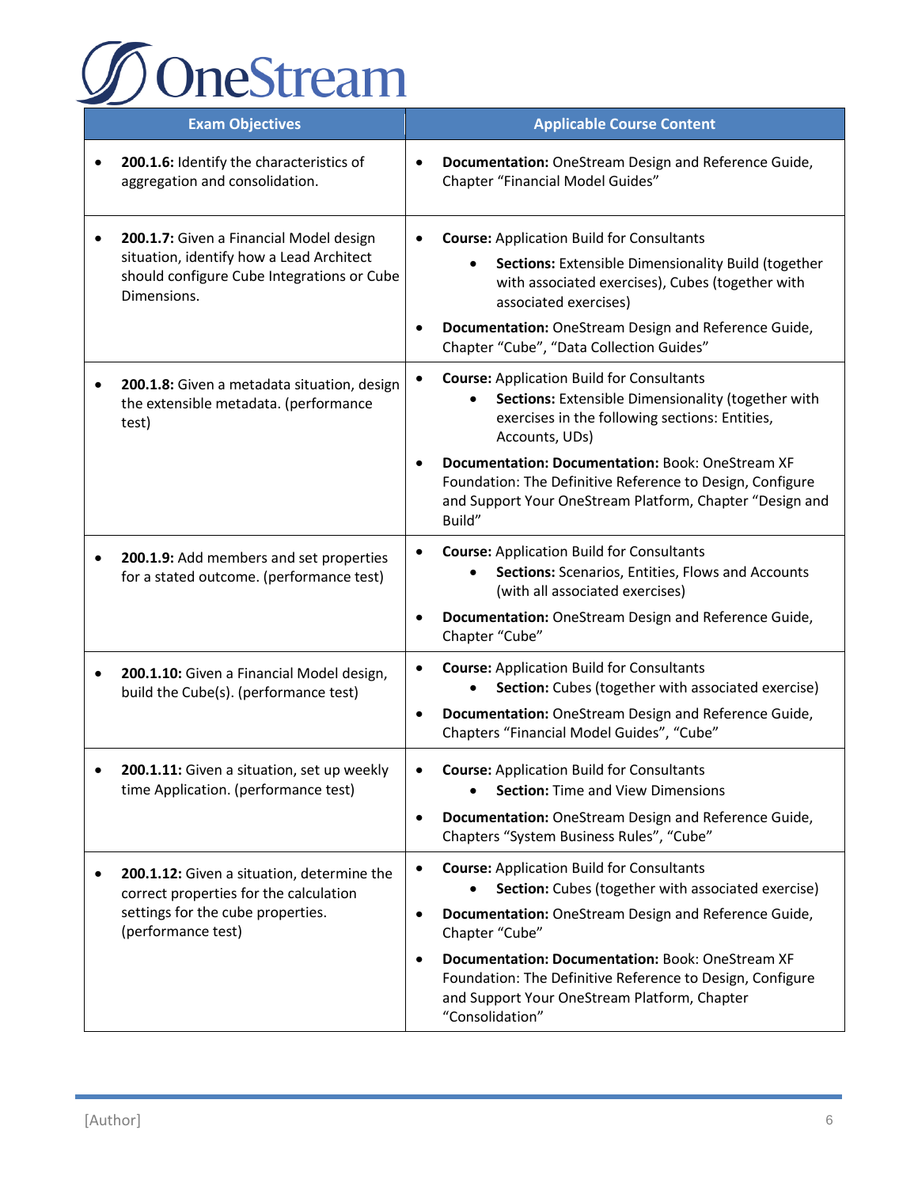| Exam Objectives | Applicable Course Content |
|---|---|
| • **200.1.6:** Identify the characteristics of aggregation and consolidation. | • **Documentation:** OneStream Design and Reference Guide, Chapter "Financial Model Guides" |
| • **200.1.7:** Given a Financial Model design situation, identify how a Lead Architect should configure Cube Integrations or Cube Dimensions. | • **Course:** Application Build for Consultants<br>  • **Sections:** Extensible Dimensionality Build (together with associated exercises), Cubes (together with associated exercises)<br>• **Documentation:** OneStream Design and Reference Guide, Chapter "Cube", "Data Collection Guides" |
| • **200.1.8:** Given a metadata situation, design the extensible metadata. (performance test) | • **Course:** Application Build for Consultants<br>  • **Sections:** Extensible Dimensionality (together with exercises in the following sections: Entities, Accounts, UDs)<br>• **Documentation: Documentation:** Book: OneStream XF Foundation: The Definitive Reference to Design, Configure and Support Your OneStream Platform, Chapter "Design and Build" |
| • **200.1.9:** Add members and set properties for a stated outcome. (performance test) | • **Course:** Application Build for Consultants<br>  • **Sections:** Scenarios, Entities, Flows and Accounts (with all associated exercises)<br>• **Documentation:** OneStream Design and Reference Guide, Chapter "Cube" |
| • **200.1.10:** Given a Financial Model design, build the Cube(s). (performance test) | • **Course:** Application Build for Consultants<br>  • **Section:** Cubes (together with associated exercise)<br>• **Documentation:** OneStream Design and Reference Guide, Chapters "Financial Model Guides", "Cube" |
| • **200.1.11:** Given a situation, set up weekly time Application. (performance test) | • **Course:** Application Build for Consultants<br>  • **Section:** Time and View Dimensions<br>• **Documentation:** OneStream Design and Reference Guide, Chapters "System Business Rules", "Cube" |
| • **200.1.12:** Given a situation, determine the correct properties for the calculation settings for the cube properties. (performance test) | • **Course:** Application Build for Consultants<br>  • **Section:** Cubes (together with associated exercise)<br>• **Documentation:** OneStream Design and Reference Guide, Chapter "Cube"<br>• **Documentation: Documentation:** Book: OneStream XF Foundation: The Definitive Reference to Design, Configure and Support Your OneStream Platform, Chapter "Consolidation" |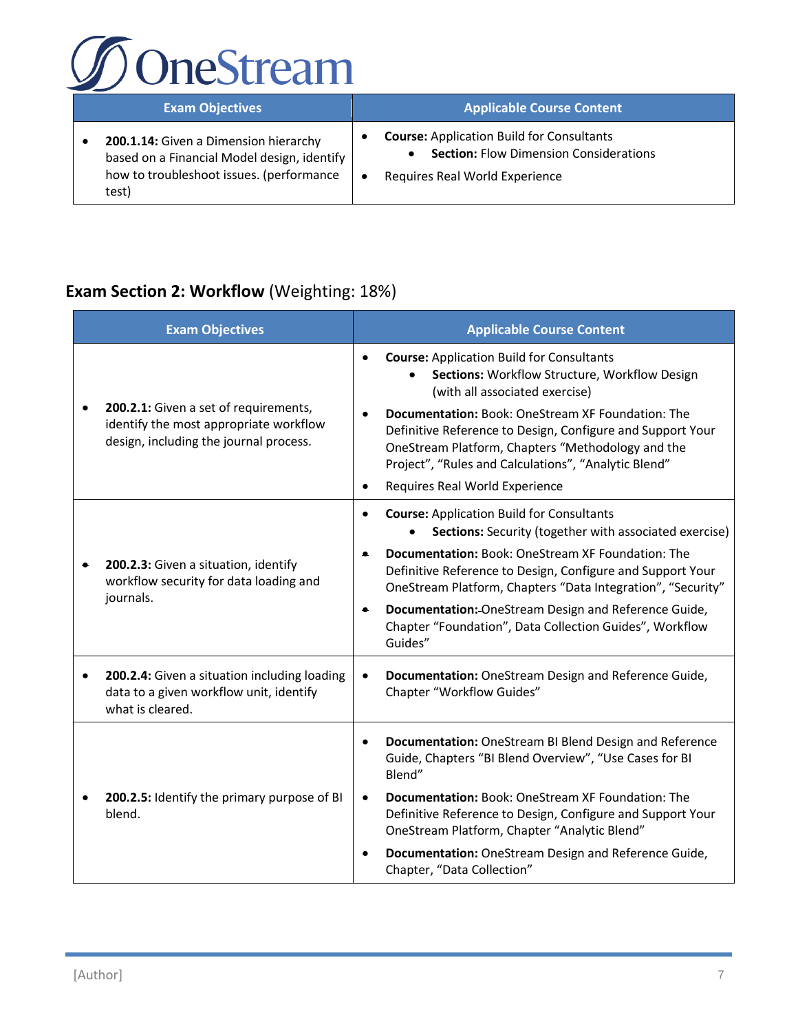| Exam Objectives | Applicable Course Content |
|---|---|
| • **200.1.14:** Given a Dimension hierarchy based on a Financial Model design, identify how to troubleshoot issues. (performance test) | • **Course:** Application Build for Consultants<br>    • **Section:** Flow Dimension Considerations<br>• Requires Real World Experience |

## Exam Section 2: Workflow (Weighting: 18%)

| Exam Objectives | Applicable Course Content |
|---|---|
| • **200.2.1:** Given a set of requirements, identify the most appropriate workflow design, including the journal process. | • **Course:** Application Build for Consultants<br>    • **Sections:** Workflow Structure, Workflow Design (with all associated exercise)<br>• **Documentation:** Book: OneStream XF Foundation: The Definitive Reference to Design, Configure and Support Your OneStream Platform, Chapters "Methodology and the Project", "Rules and Calculations", "Analytic Blend"<br>• Requires Real World Experience |
| • **200.2.3:** Given a situation, identify workflow security for data loading and journals. | • **Course:** Application Build for Consultants<br>    • **Sections:** Security (together with associated exercise)<br>• **Documentation:** Book: OneStream XF Foundation: The Definitive Reference to Design, Configure and Support Your OneStream Platform, Chapters "Data Integration", "Security"<br>• **Documentation:** OneStream Design and Reference Guide, Chapter "Foundation", Data Collection Guides", Workflow Guides" |
| • **200.2.4:** Given a situation including loading data to a given workflow unit, identify what is cleared. | • **Documentation:** OneStream Design and Reference Guide, Chapter "Workflow Guides" |
| • **200.2.5:** Identify the primary purpose of BI blend. | • **Documentation:** OneStream BI Blend Design and Reference Guide, Chapters "BI Blend Overview", "Use Cases for BI Blend"<br>• **Documentation:** Book: OneStream XF Foundation: The Definitive Reference to Design, Configure and Support Your OneStream Platform, Chapter "Analytic Blend"<br>• **Documentation:** OneStream Design and Reference Guide, Chapter, "Data Collection" |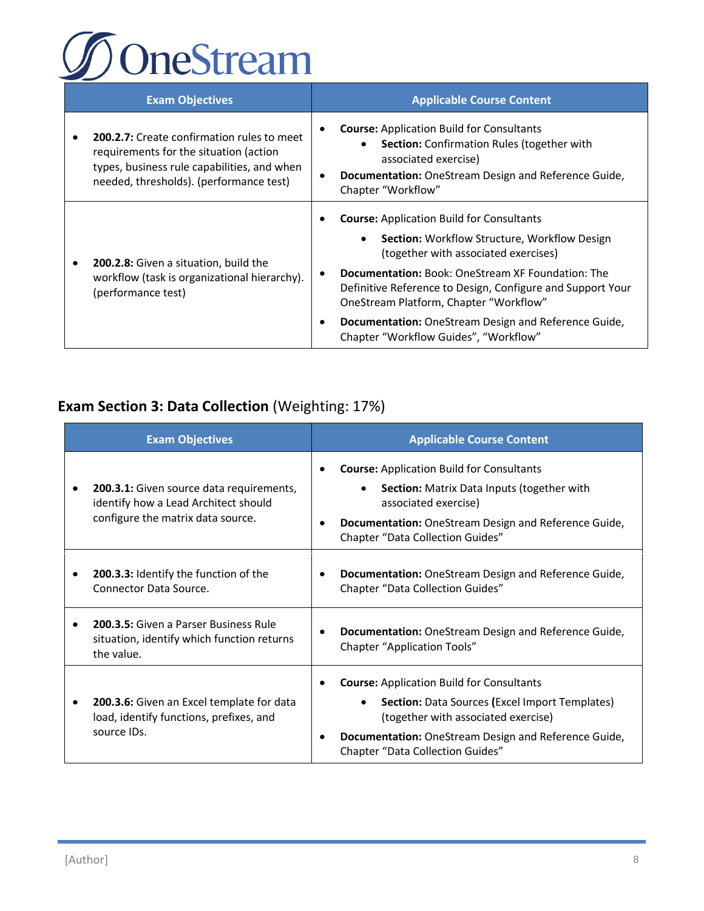| Exam Objectives | Applicable Course Content |
|---|---|
| • **200.2.7:** Create confirmation rules to meet requirements for the situation (action types, business rule capabilities, and when needed, thresholds). (performance test) | • **Course:** Application Build for Consultants<br>  ◦ **Section:** Confirmation Rules (together with associated exercise)<br>• **Documentation:** OneStream Design and Reference Guide, Chapter "Workflow" |
| • **200.2.8:** Given a situation, build the workflow (task is organizational hierarchy). (performance test) | • **Course:** Application Build for Consultants<br>  ◦ **Section:** Workflow Structure, Workflow Design (together with associated exercises)<br>• **Documentation:** Book: OneStream XF Foundation: The Definitive Reference to Design, Configure and Support Your OneStream Platform, Chapter "Workflow"<br>• **Documentation:** OneStream Design and Reference Guide, Chapter "Workflow Guides", "Workflow" |

## Exam Section 3: Data Collection (Weighting: 17%)

| Exam Objectives | Applicable Course Content |
|---|---|
| • **200.3.1:** Given source data requirements, identify how a Lead Architect should configure the matrix data source. | • **Course:** Application Build for Consultants<br>  ◦ **Section:** Matrix Data Inputs (together with associated exercise)<br>• **Documentation:** OneStream Design and Reference Guide, Chapter "Data Collection Guides" |
| • **200.3.3:** Identify the function of the Connector Data Source. | • **Documentation:** OneStream Design and Reference Guide, Chapter "Data Collection Guides" |
| • **200.3.5:** Given a Parser Business Rule situation, identify which function returns the value. | • **Documentation:** OneStream Design and Reference Guide, Chapter "Application Tools" |
| • **200.3.6:** Given an Excel template for data load, identify functions, prefixes, and source IDs. | • **Course:** Application Build for Consultants<br>  ◦ **Section:** Data Sources **(**Excel Import Templates) (together with associated exercise)<br>• **Documentation:** OneStream Design and Reference Guide, Chapter "Data Collection Guides" |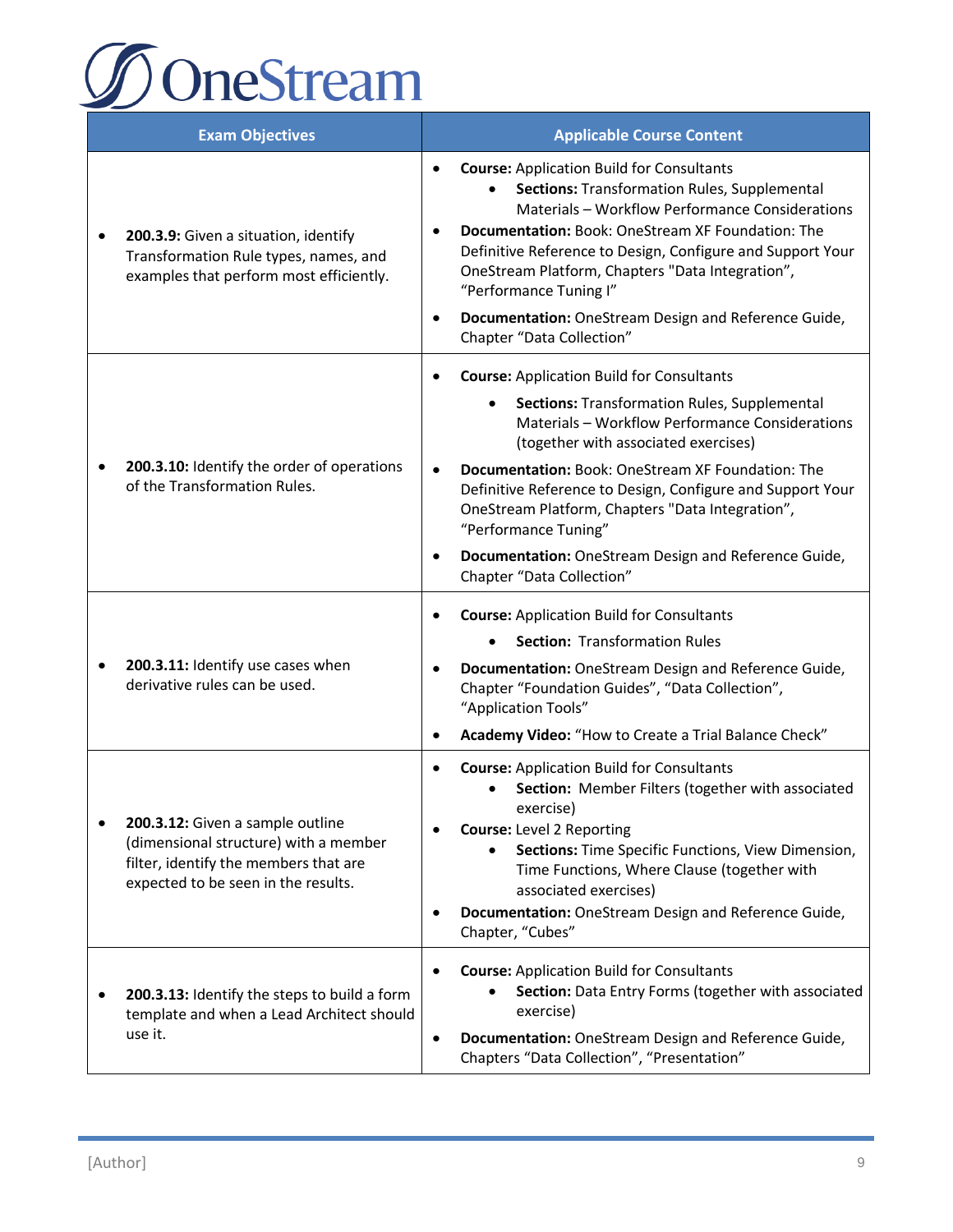| Exam Objectives | Applicable Course Content |
|---|---|
| • **200.3.9:** Given a situation, identify Transformation Rule types, names, and examples that perform most efficiently. | • **Course:** Application Build for Consultants<br>  • **Sections:** Transformation Rules, Supplemental Materials – Workflow Performance Considerations<br>• **Documentation:** Book: OneStream XF Foundation: The Definitive Reference to Design, Configure and Support Your OneStream Platform, Chapters "Data Integration", "Performance Tuning I"<br>• **Documentation:** OneStream Design and Reference Guide, Chapter "Data Collection" |
| • **200.3.10:** Identify the order of operations of the Transformation Rules. | • **Course:** Application Build for Consultants<br>  • **Sections:** Transformation Rules, Supplemental Materials – Workflow Performance Considerations (together with associated exercises)<br>• **Documentation:** Book: OneStream XF Foundation: The Definitive Reference to Design, Configure and Support Your OneStream Platform, Chapters "Data Integration", "Performance Tuning"<br>• **Documentation:** OneStream Design and Reference Guide, Chapter "Data Collection" |
| • **200.3.11:** Identify use cases when derivative rules can be used. | • **Course:** Application Build for Consultants<br>  • **Section:** Transformation Rules<br>• **Documentation:** OneStream Design and Reference Guide, Chapter "Foundation Guides", "Data Collection", "Application Tools"<br>• **Academy Video:** "How to Create a Trial Balance Check" |
| • **200.3.12:** Given a sample outline (dimensional structure) with a member filter, identify the members that are expected to be seen in the results. | • **Course:** Application Build for Consultants<br>  • **Section:** Member Filters (together with associated exercise)<br>• **Course:** Level 2 Reporting<br>  • **Sections:** Time Specific Functions, View Dimension, Time Functions, Where Clause (together with associated exercises)<br>• **Documentation:** OneStream Design and Reference Guide, Chapter, "Cubes" |
| • **200.3.13:** Identify the steps to build a form template and when a Lead Architect should use it. | • **Course:** Application Build for Consultants<br>  • **Section:** Data Entry Forms (together with associated exercise)<br>• **Documentation:** OneStream Design and Reference Guide, Chapters "Data Collection", "Presentation" |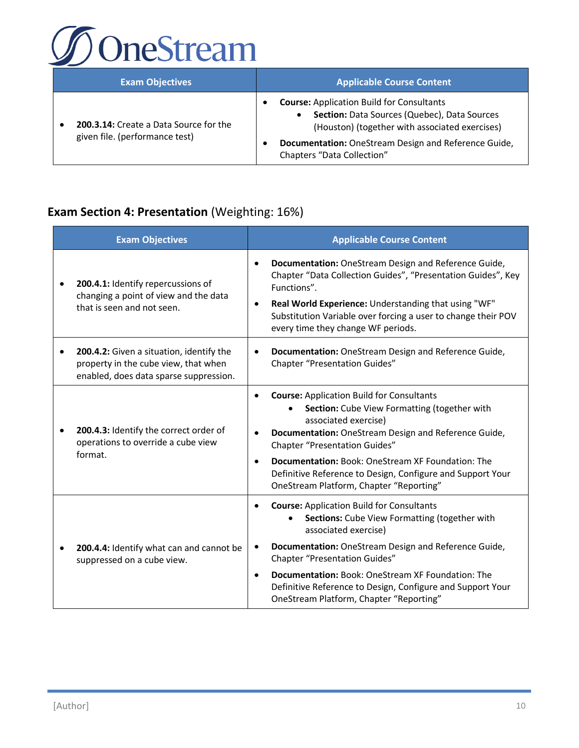| Exam Objectives | Applicable Course Content |
|---|---|
| • **200.3.14:** Create a Data Source for the given file. (performance test) | • **Course:** Application Build for Consultants<br>  • **Section:** Data Sources (Quebec), Data Sources (Houston) (together with associated exercises)<br>• **Documentation:** OneStream Design and Reference Guide, Chapters “Data Collection” |

## Exam Section 4: Presentation (Weighting: 16%)

| Exam Objectives | Applicable Course Content |
|---|---|
| • **200.4.1:** Identify repercussions of changing a point of view and the data that is seen and not seen. | • **Documentation:** OneStream Design and Reference Guide, Chapter “Data Collection Guides”, “Presentation Guides”, Key Functions”.<br>• **Real World Experience:** Understanding that using "WF" Substitution Variable over forcing a user to change their POV every time they change WF periods. |
| • **200.4.2:** Given a situation, identify the property in the cube view, that when enabled, does data sparse suppression. | • **Documentation:** OneStream Design and Reference Guide, Chapter “Presentation Guides” |
| • **200.4.3:** Identify the correct order of operations to override a cube view format. | • **Course:** Application Build for Consultants<br>  • **Section:** Cube View Formatting (together with associated exercise)<br>• **Documentation:** OneStream Design and Reference Guide, Chapter “Presentation Guides”<br>• **Documentation:** Book: OneStream XF Foundation: The Definitive Reference to Design, Configure and Support Your OneStream Platform, Chapter “Reporting” |
| • **200.4.4:** Identify what can and cannot be suppressed on a cube view. | • **Course:** Application Build for Consultants<br>  • **Sections:** Cube View Formatting (together with associated exercise)<br>• **Documentation:** OneStream Design and Reference Guide, Chapter “Presentation Guides”<br>• **Documentation:** Book: OneStream XF Foundation: The Definitive Reference to Design, Configure and Support Your OneStream Platform, Chapter “Reporting” |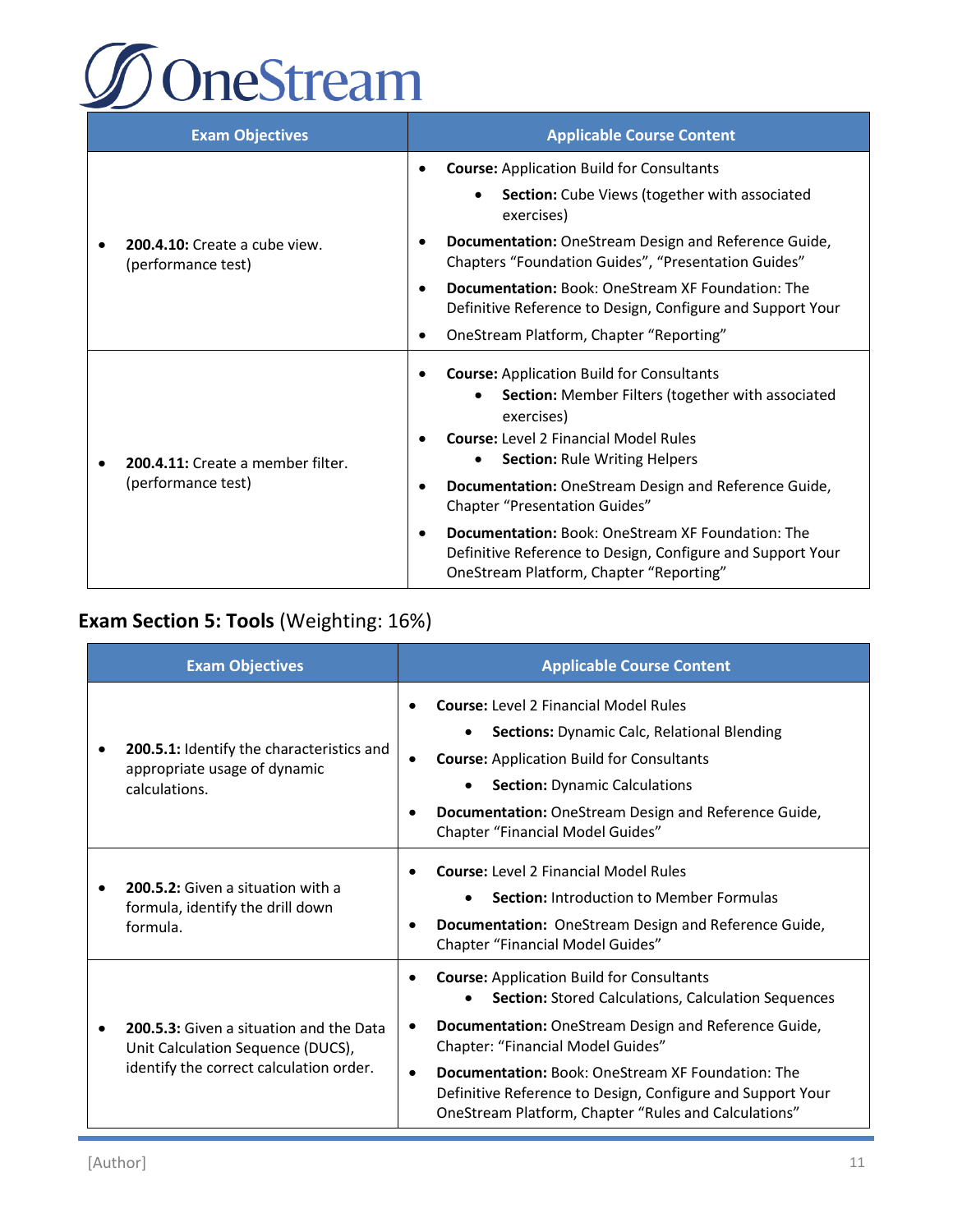| Exam Objectives | Applicable Course Content |
| --- | --- |
| • **200.4.10:** Create a cube view. (performance test) | • **Course:** Application Build for Consultants<br>    • **Section:** Cube Views (together with associated exercises)<br>• **Documentation:** OneStream Design and Reference Guide, Chapters "Foundation Guides", "Presentation Guides"<br>• **Documentation:** Book: OneStream XF Foundation: The Definitive Reference to Design, Configure and Support Your<br>• OneStream Platform, Chapter "Reporting" |
| • **200.4.11:** Create a member filter. (performance test) | • **Course:** Application Build for Consultants<br>    • **Section:** Member Filters (together with associated exercises)<br>• **Course:** Level 2 Financial Model Rules<br>    • **Section:** Rule Writing Helpers<br>• **Documentation:** OneStream Design and Reference Guide, Chapter "Presentation Guides"<br>• **Documentation:** Book: OneStream XF Foundation: The Definitive Reference to Design, Configure and Support Your OneStream Platform, Chapter "Reporting" |

## Exam Section 5: Tools (Weighting: 16%)

| Exam Objectives | Applicable Course Content |
| --- | --- |
| • **200.5.1:** Identify the characteristics and appropriate usage of dynamic calculations. | • **Course:** Level 2 Financial Model Rules<br>    • **Sections:** Dynamic Calc, Relational Blending<br>• **Course:** Application Build for Consultants<br>    • **Section:** Dynamic Calculations<br>• **Documentation:** OneStream Design and Reference Guide, Chapter "Financial Model Guides" |
| • **200.5.2:** Given a situation with a formula, identify the drill down formula. | • **Course:** Level 2 Financial Model Rules<br>    • **Section:** Introduction to Member Formulas<br>• **Documentation:** OneStream Design and Reference Guide, Chapter "Financial Model Guides" |
| • **200.5.3:** Given a situation and the Data Unit Calculation Sequence (DUCS), identify the correct calculation order. | • **Course:** Application Build for Consultants<br>    • **Section:** Stored Calculations, Calculation Sequences<br>• **Documentation:** OneStream Design and Reference Guide, Chapter: "Financial Model Guides"<br>• **Documentation:** Book: OneStream XF Foundation: The Definitive Reference to Design, Configure and Support Your OneStream Platform, Chapter "Rules and Calculations" |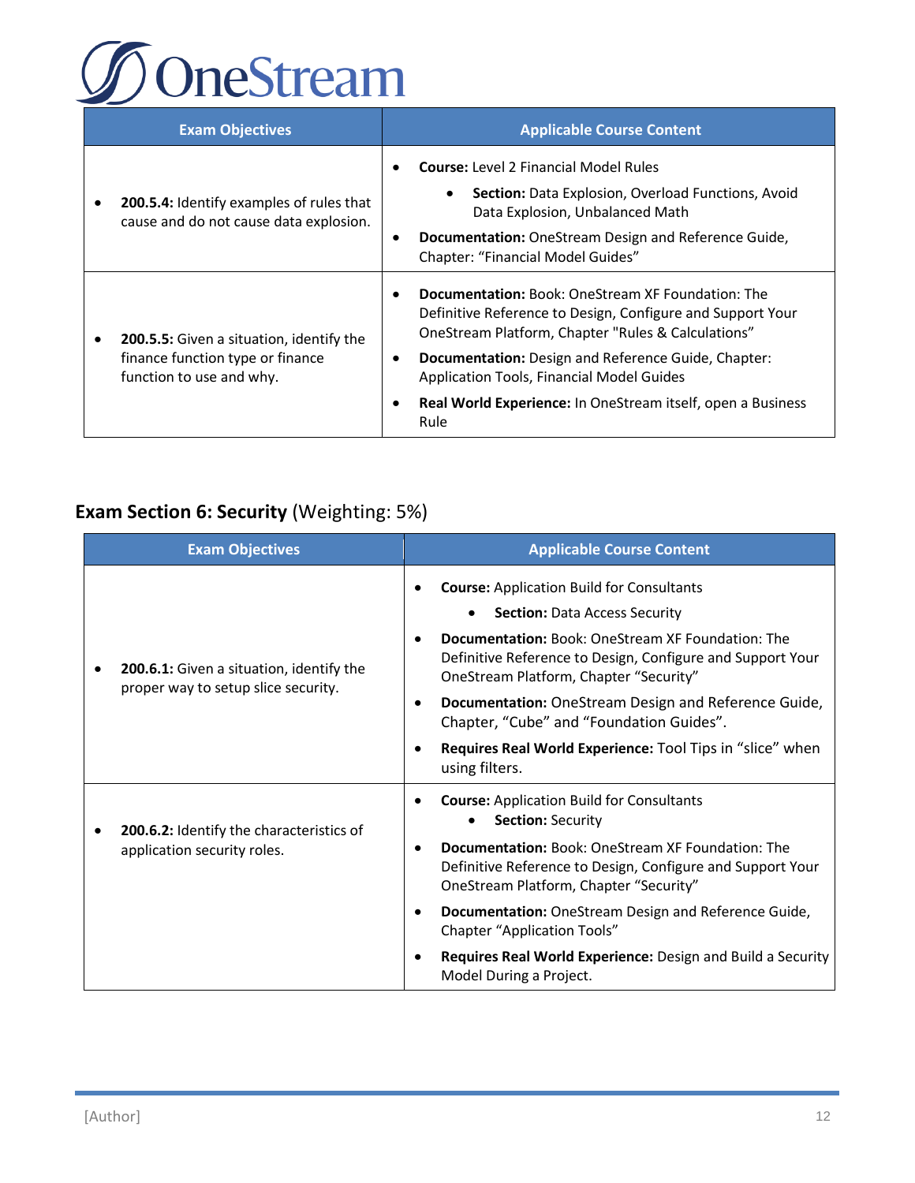| Exam Objectives | Applicable Course Content |
|---|---|
| • **200.5.4:** Identify examples of rules that cause and do not cause data explosion. | • **Course:** Level 2 Financial Model Rules<br>  ◦ **Section:** Data Explosion, Overload Functions, Avoid Data Explosion, Unbalanced Math<br>• **Documentation:** OneStream Design and Reference Guide, Chapter: "Financial Model Guides" |
| • **200.5.5:** Given a situation, identify the finance function type or finance function to use and why. | • **Documentation:** Book: OneStream XF Foundation: The Definitive Reference to Design, Configure and Support Your OneStream Platform, Chapter "Rules & Calculations"<br>• **Documentation:** Design and Reference Guide, Chapter: Application Tools, Financial Model Guides<br>• **Real World Experience:** In OneStream itself, open a Business Rule |

## Exam Section 6: Security (Weighting: 5%)

| Exam Objectives | Applicable Course Content |
|---|---|
| • **200.6.1:** Given a situation, identify the proper way to setup slice security. | • **Course:** Application Build for Consultants<br>  ◦ **Section:** Data Access Security<br>• **Documentation:** Book: OneStream XF Foundation: The Definitive Reference to Design, Configure and Support Your OneStream Platform, Chapter "Security"<br>• **Documentation:** OneStream Design and Reference Guide, Chapter, "Cube" and "Foundation Guides".<br>• **Requires Real World Experience:** Tool Tips in "slice" when using filters. |
| • **200.6.2:** Identify the characteristics of application security roles. | • **Course:** Application Build for Consultants<br>  ◦ **Section:** Security<br>• **Documentation:** Book: OneStream XF Foundation: The Definitive Reference to Design, Configure and Support Your OneStream Platform, Chapter "Security"<br>• **Documentation:** OneStream Design and Reference Guide, Chapter "Application Tools"<br>• **Requires Real World Experience:** Design and Build a Security Model During a Project. |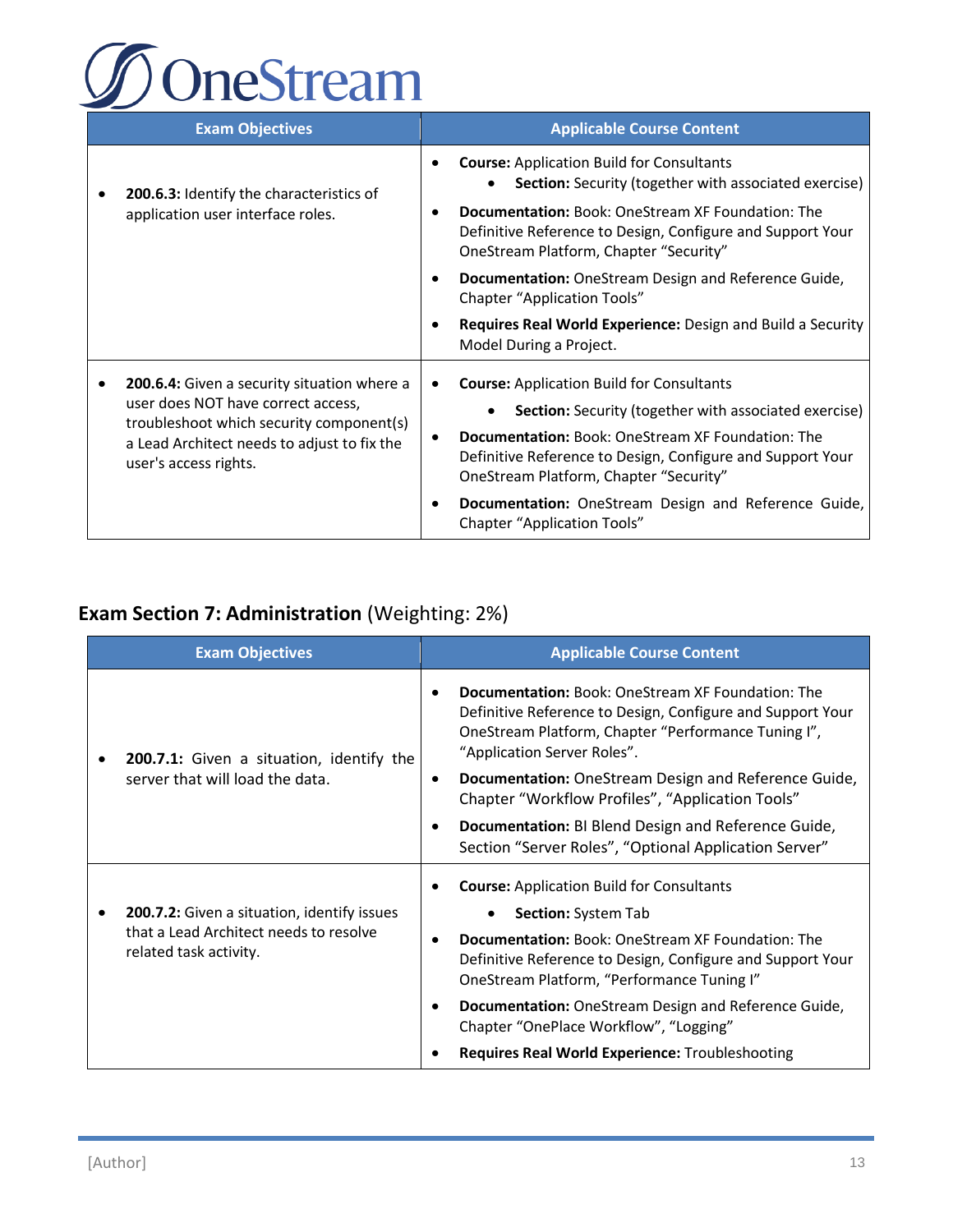| Exam Objectives | Applicable Course Content |
|---|---|
| • **200.6.3:** Identify the characteristics of application user interface roles. | • **Course:** Application Build for Consultants<br>  • **Section:** Security (together with associated exercise)<br>• **Documentation:** Book: OneStream XF Foundation: The Definitive Reference to Design, Configure and Support Your OneStream Platform, Chapter "Security"<br>• **Documentation:** OneStream Design and Reference Guide, Chapter "Application Tools"<br>• **Requires Real World Experience:** Design and Build a Security Model During a Project. |
| • **200.6.4:** Given a security situation where a user does NOT have correct access, troubleshoot which security component(s) a Lead Architect needs to adjust to fix the user's access rights. | • **Course:** Application Build for Consultants<br>  • **Section:** Security (together with associated exercise)<br>• **Documentation:** Book: OneStream XF Foundation: The Definitive Reference to Design, Configure and Support Your OneStream Platform, Chapter "Security"<br>• **Documentation:** OneStream Design and Reference Guide, Chapter "Application Tools" |

## Exam Section 7: Administration (Weighting: 2%)

| Exam Objectives | Applicable Course Content |
|---|---|
| • **200.7.1:** Given a situation, identify the server that will load the data. | • **Documentation:** Book: OneStream XF Foundation: The Definitive Reference to Design, Configure and Support Your OneStream Platform, Chapter "Performance Tuning I", "Application Server Roles".<br>• **Documentation:** OneStream Design and Reference Guide, Chapter "Workflow Profiles", "Application Tools"<br>• **Documentation:** BI Blend Design and Reference Guide, Section "Server Roles", "Optional Application Server" |
| • **200.7.2:** Given a situation, identify issues that a Lead Architect needs to resolve related task activity. | • **Course:** Application Build for Consultants<br>  • **Section:** System Tab<br>• **Documentation:** Book: OneStream XF Foundation: The Definitive Reference to Design, Configure and Support Your OneStream Platform, "Performance Tuning I"<br>• **Documentation:** OneStream Design and Reference Guide, Chapter "OnePlace Workflow", "Logging"<br>• **Requires Real World Experience:** Troubleshooting |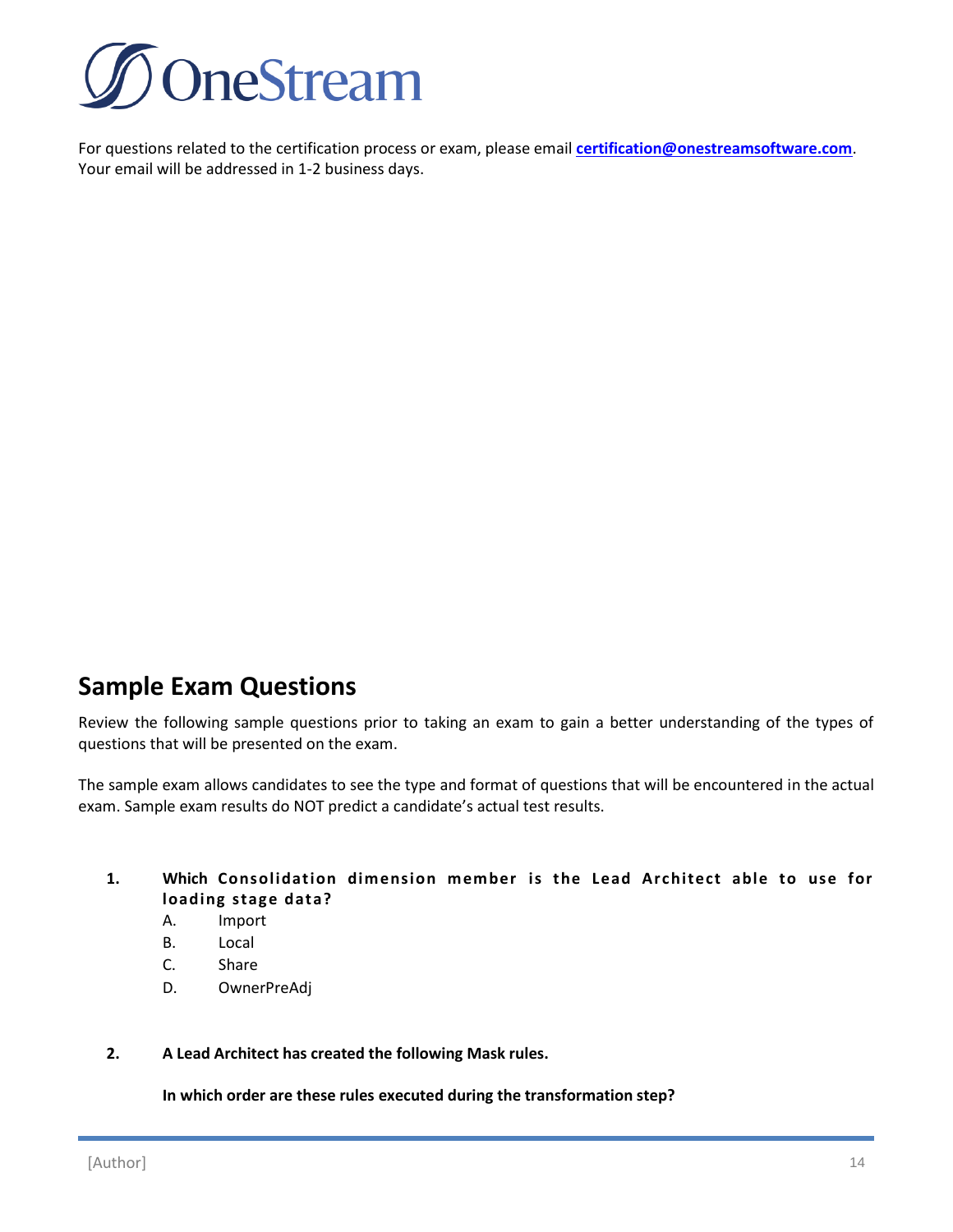For questions related to the certification process or exam, please email **certification@onestreamsoftware.com**. Your email will be addressed in 1-2 business days.

## Sample Exam Questions

Review the following sample questions prior to taking an exam to gain a better understanding of the types of questions that will be presented on the exam.

The sample exam allows candidates to see the type and format of questions that will be encountered in the actual exam. Sample exam results do NOT predict a candidate's actual test results.

1. **Which Consolidation dimension member is the Lead Architect able to use for loading stage data?**
   - A. Import
   - B. Local
   - C. Share
   - D. OwnerPreAdj

2. **A Lead Architect has created the following Mask rules.**

   **In which order are these rules executed during the transformation step?**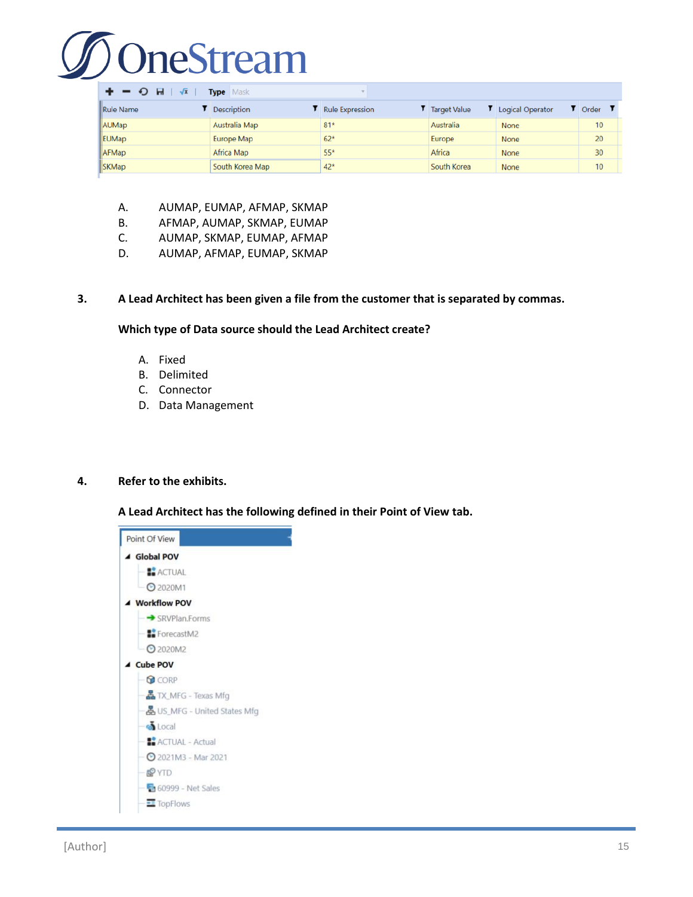| Rule Name | Description | Rule Expression | Target Value | Logical Operator | Order |
|---|---|---|---|---|---|
| AUMap | Australia Map | 81* | Australia | None | 10 |
| EUMap | Europe Map | 62* | Europe | None | 20 |
| AFMap | Africa Map | 55* | Africa | None | 30 |
| SKMap | South Korea Map | 42* | South Korea | None | 10 |

A. AUMAP, EUMAP, AFMAP, SKMAP
B. AFMAP, AUMAP, SKMAP, EUMAP
C. AUMAP, SKMAP, EUMAP, AFMAP
D. AUMAP, AFMAP, EUMAP, SKMAP

**3. A Lead Architect has been given a file from the customer that is separated by commas.**

**Which type of Data source should the Lead Architect create?**

A. Fixed
B. Delimited
C. Connector
D. Data Management

**4. Refer to the exhibits.**

**A Lead Architect has the following defined in their Point of View tab.**

Point Of View

- **Global POV**
  - ACTUAL
  - 2020M1
- **Workflow POV**
  - SRVPlan.Forms
  - ForecastM2
  - 2020M2
- **Cube POV**
  - CORP
  - TX_MFG - Texas Mfg
  - US_MFG - United States Mfg
  - Local
  - ACTUAL - Actual
  - 2021M3 - Mar 2021
  - YTD
  - 60999 - Net Sales
  - TopFlows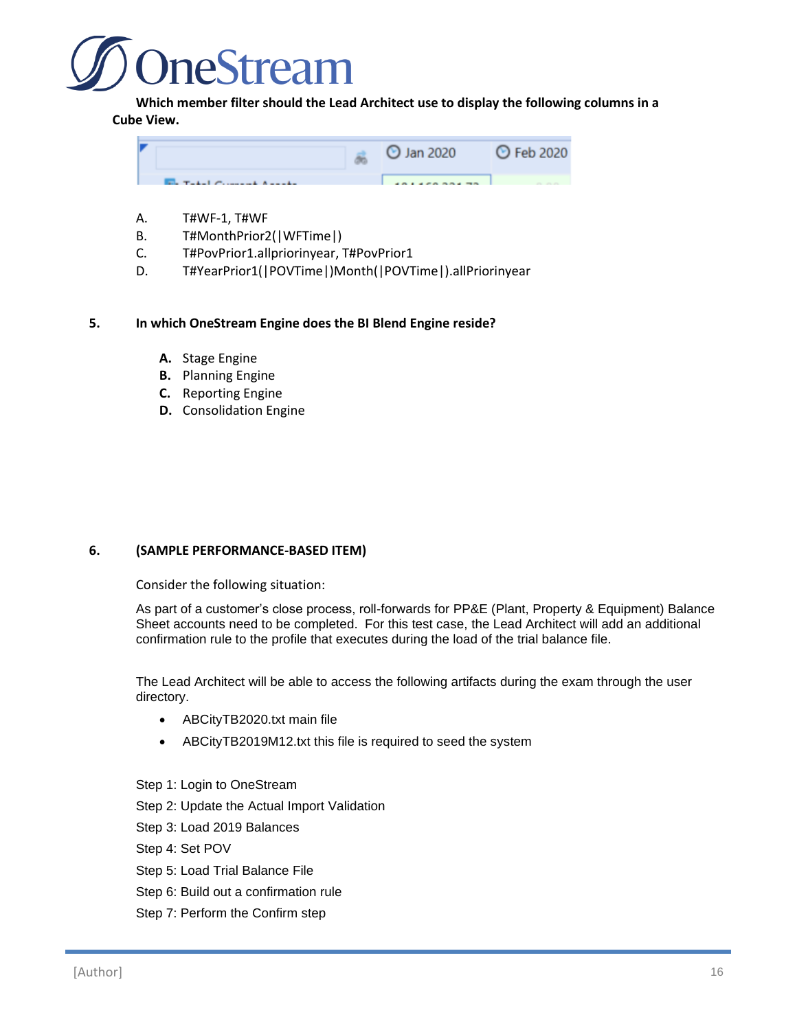**Which member filter should the Lead Architect use to display the following columns in a Cube View.**

A. T#WF-1, T#WF

B. T#MonthPrior2(|WFTime|)

C. T#PovPrior1.allpriorinyear, T#PovPrior1

D. T#YearPrior1(|POVTime|)Month(|POVTime|).allPriorinyear

**5. In which OneStream Engine does the BI Blend Engine reside?**

**A.** Stage Engine

**B.** Planning Engine

**C.** Reporting Engine

**D.** Consolidation Engine

**6. (SAMPLE PERFORMANCE-BASED ITEM)**

Consider the following situation:

As part of a customer's close process, roll-forwards for PP&E (Plant, Property & Equipment) Balance Sheet accounts need to be completed. For this test case, the Lead Architect will add an additional confirmation rule to the profile that executes during the load of the trial balance file.

The Lead Architect will be able to access the following artifacts during the exam through the user directory.

- ABCityTB2020.txt main file
- ABCityTB2019M12.txt this file is required to seed the system

Step 1: Login to OneStream

Step 2: Update the Actual Import Validation

Step 3: Load 2019 Balances

Step 4: Set POV

Step 5: Load Trial Balance File

Step 6: Build out a confirmation rule

Step 7: Perform the Confirm step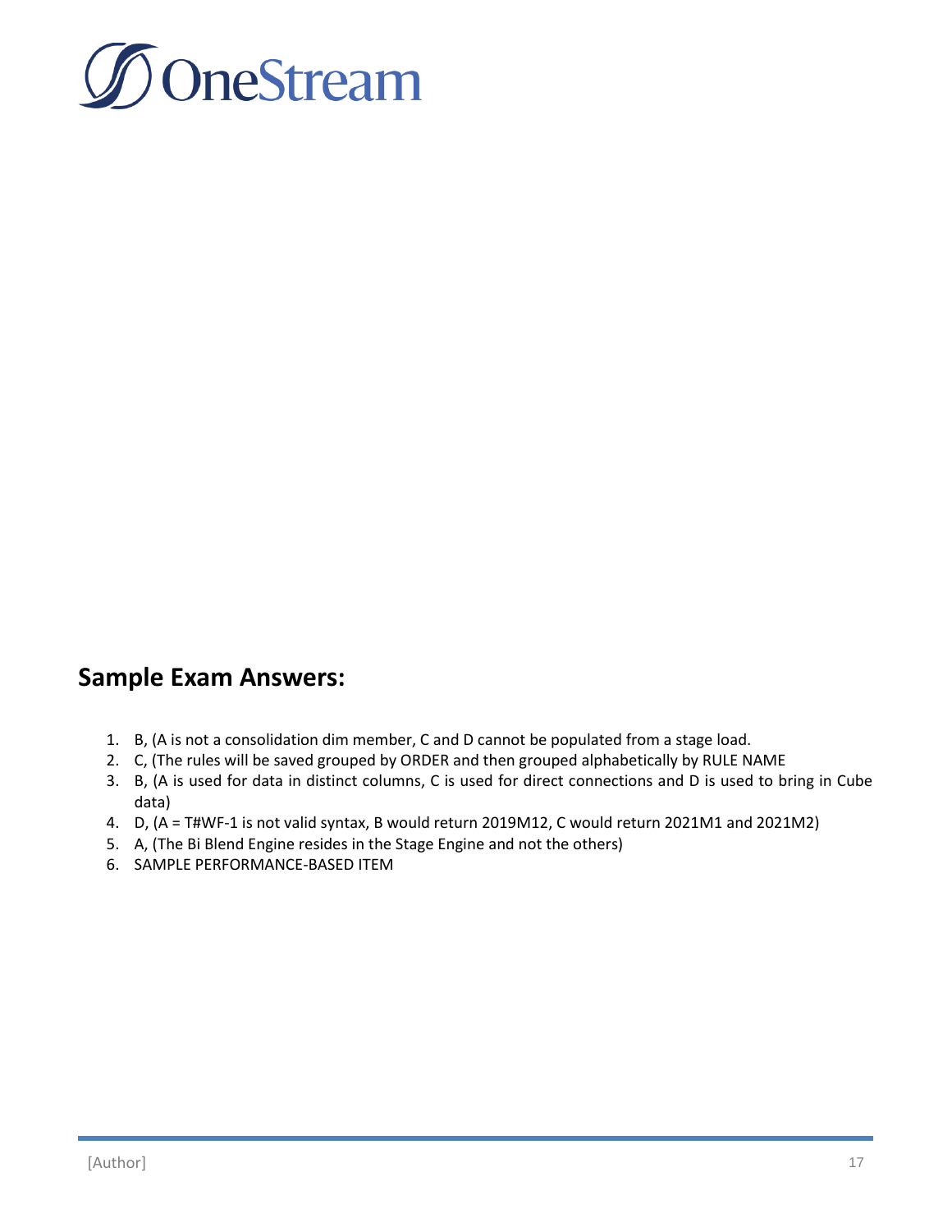## Sample Exam Answers:

1. B, (A is not a consolidation dim member, C and D cannot be populated from a stage load.
2. C, (The rules will be saved grouped by ORDER and then grouped alphabetically by RULE NAME
3. B, (A is used for data in distinct columns, C is used for direct connections and D is used to bring in Cube data)
4. D, (A = T#WF-1 is not valid syntax, B would return 2019M12, C would return 2021M1 and 2021M2)
5. A, (The Bi Blend Engine resides in the Stage Engine and not the others)
6. SAMPLE PERFORMANCE-BASED ITEM